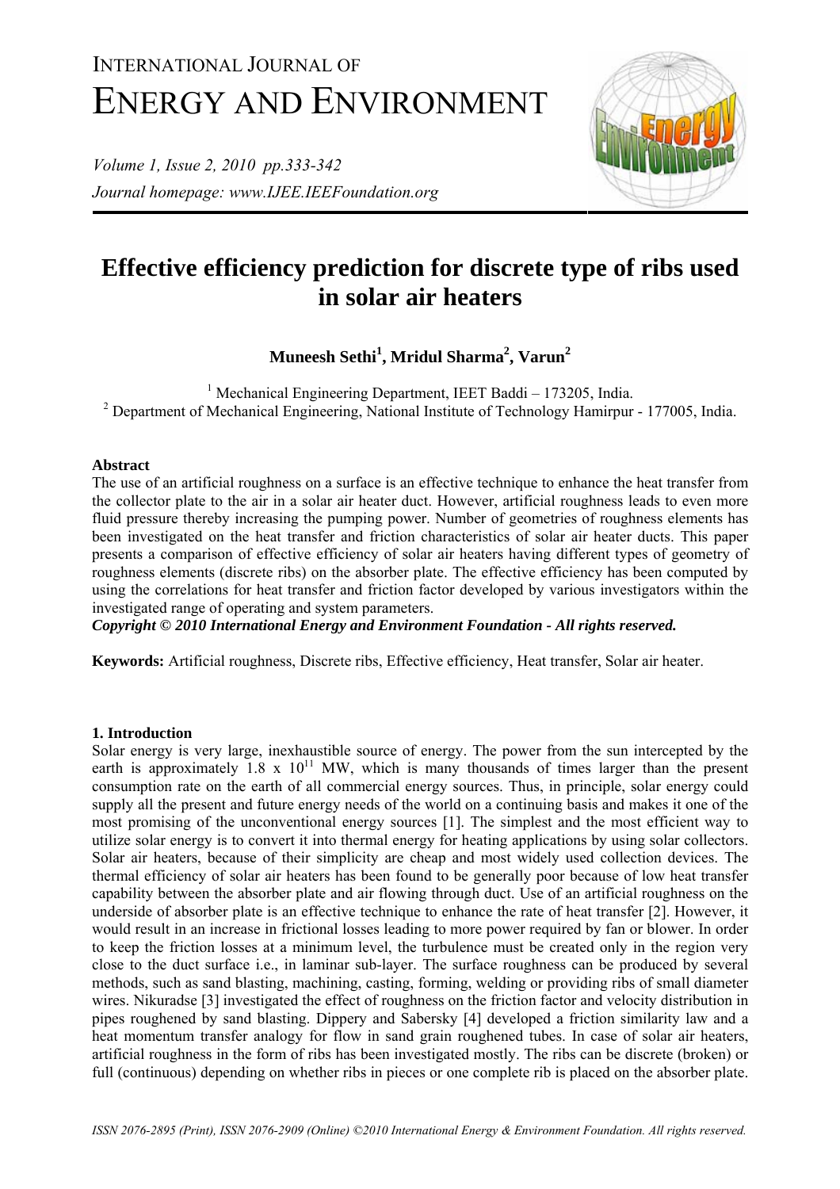# INTERNATIONAL JOURNAL OF ENERGY AND ENVIRONMENT

*Journal homepage: www.IJEE.IEEFoundation.org*

# Effective efficiency prediction for discrete type of ribs used in solar air heaters

**Muneesh Sethi[1], Mridul Sharma[2], Varun[2]**

[1] Mechanical Engineering Department, IEET Baddi – 173205, India.
[2] Department of Mechanical Engineering, National Institute of Technology Hamirpur - 177005, India.

### Abstract

The use of an artificial roughness on a surface is an effective technique to enhance the heat transfer from the collector plate to the air in a solar air heater duct. However, artificial roughness leads to even more fluid pressure thereby increasing the pumping power. Number of geometries of roughness elements has been investigated on the heat transfer and friction characteristics of solar air heater ducts. This paper presents a comparison of effective efficiency of solar air heaters having different types of geometry of roughness elements (discrete ribs) on the absorber plate. The effective efficiency has been computed by using the correlations for heat transfer and friction factor developed by various investigators within the investigated range of operating and system parameters.

***Copyright © 2010 International Energy and Environment Foundation - All rights reserved.***

**Keywords:** Artificial roughness, Discrete ribs, Effective efficiency, Heat transfer, Solar air heater.

## 1. Introduction

Solar energy is very large, inexhaustible source of energy. The power from the sun intercepted by the earth is approximately $1.8 \times 10^{11}$ MW, which is many thousands of times larger than the present consumption rate on the earth of all commercial energy sources. Thus, in principle, solar energy could supply all the present and future energy needs of the world on a continuing basis and makes it one of the most promising of the unconventional energy sources [1]. The simplest and the most efficient way to utilize solar energy is to convert it into thermal energy for heating applications by using solar collectors. Solar air heaters, because of their simplicity are cheap and most widely used collection devices. The thermal efficiency of solar air heaters has been found to be generally poor because of low heat transfer capability between the absorber plate and air flowing through duct. Use of an artificial roughness on the underside of absorber plate is an effective technique to enhance the rate of heat transfer [2]. However, it would result in an increase in frictional losses leading to more power required by fan or blower. In order to keep the friction losses at a minimum level, the turbulence must be created only in the region very close to the duct surface i.e., in laminar sub-layer. The surface roughness can be produced by several methods, such as sand blasting, machining, casting, forming, welding or providing ribs of small diameter wires. Nikuradse [3] investigated the effect of roughness on the friction factor and velocity distribution in pipes roughened by sand blasting. Dippery and Sabersky [4] developed a friction similarity law and a heat momentum transfer analogy for flow in sand grain roughened tubes. In case of solar air heaters, artificial roughness in the form of ribs has been investigated mostly. The ribs can be discrete (broken) or full (continuous) depending on whether ribs in pieces or one complete rib is placed on the absorber plate.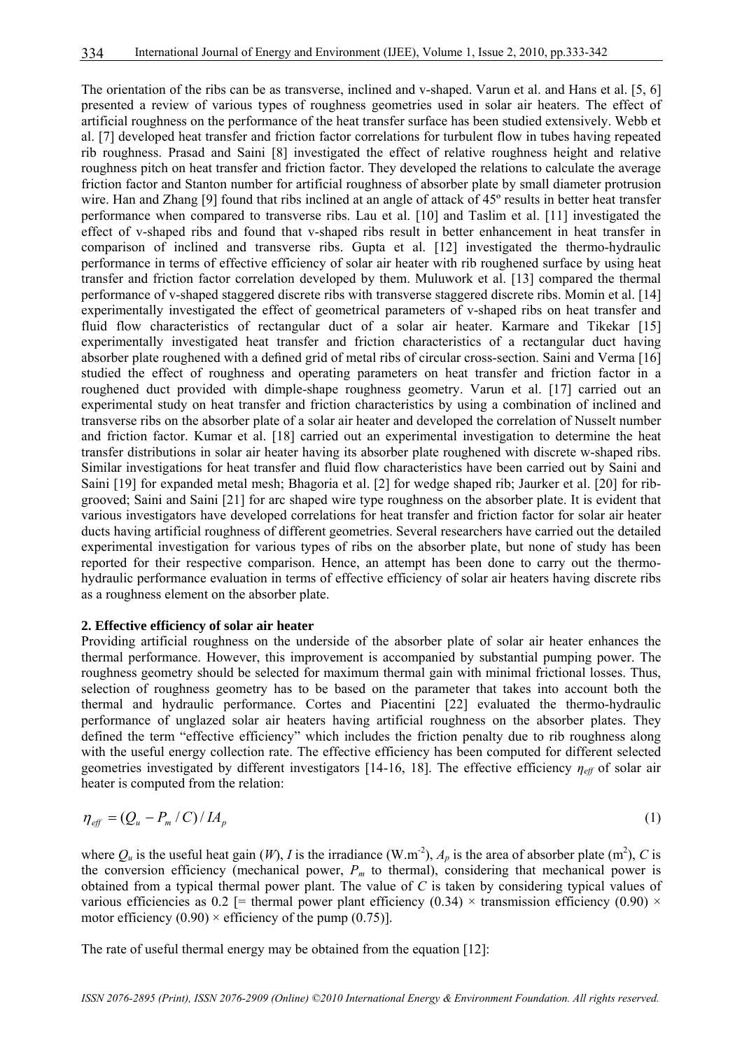The orientation of the ribs can be as transverse, inclined and v-shaped. Varun et al. and Hans et al. [5, 6] presented a review of various types of roughness geometries used in solar air heaters. The effect of artificial roughness on the performance of the heat transfer surface has been studied extensively. Webb et al. [7] developed heat transfer and friction factor correlations for turbulent flow in tubes having repeated rib roughness. Prasad and Saini [8] investigated the effect of relative roughness height and relative roughness pitch on heat transfer and friction factor. They developed the relations to calculate the average friction factor and Stanton number for artificial roughness of absorber plate by small diameter protrusion wire. Han and Zhang [9] found that ribs inclined at an angle of attack of 45º results in better heat transfer performance when compared to transverse ribs. Lau et al. [10] and Taslim et al. [11] investigated the effect of v-shaped ribs and found that v-shaped ribs result in better enhancement in heat transfer in comparison of inclined and transverse ribs. Gupta et al. [12] investigated the thermo-hydraulic performance in terms of effective efficiency of solar air heater with rib roughened surface by using heat transfer and friction factor correlation developed by them. Muluwork et al. [13] compared the thermal performance of v-shaped staggered discrete ribs with transverse staggered discrete ribs. Momin et al. [14] experimentally investigated the effect of geometrical parameters of v-shaped ribs on heat transfer and fluid flow characteristics of rectangular duct of a solar air heater. Karmare and Tikekar [15] experimentally investigated heat transfer and friction characteristics of a rectangular duct having absorber plate roughened with a defined grid of metal ribs of circular cross-section. Saini and Verma [16] studied the effect of roughness and operating parameters on heat transfer and friction factor in a roughened duct provided with dimple-shape roughness geometry. Varun et al. [17] carried out an experimental study on heat transfer and friction characteristics by using a combination of inclined and transverse ribs on the absorber plate of a solar air heater and developed the correlation of Nusselt number and friction factor. Kumar et al. [18] carried out an experimental investigation to determine the heat transfer distributions in solar air heater having its absorber plate roughened with discrete w-shaped ribs. Similar investigations for heat transfer and fluid flow characteristics have been carried out by Saini and Saini [19] for expanded metal mesh; Bhagoria et al. [2] for wedge shaped rib; Jaurker et al. [20] for rib-grooved; Saini and Saini [21] for arc shaped wire type roughness on the absorber plate. It is evident that various investigators have developed correlations for heat transfer and friction factor for solar air heater ducts having artificial roughness of different geometries. Several researchers have carried out the detailed experimental investigation for various types of ribs on the absorber plate, but none of study has been reported for their respective comparison. Hence, an attempt has been done to carry out the thermo-hydraulic performance evaluation in terms of effective efficiency of solar air heaters having discrete ribs as a roughness element on the absorber plate.

## 2. Effective efficiency of solar air heater

Providing artificial roughness on the underside of the absorber plate of solar air heater enhances the thermal performance. However, this improvement is accompanied by substantial pumping power. The roughness geometry should be selected for maximum thermal gain with minimal frictional losses. Thus, selection of roughness geometry has to be based on the parameter that takes into account both the thermal and hydraulic performance. Cortes and Piacentini [22] evaluated the thermo-hydraulic performance of unglazed solar air heaters having artificial roughness on the absorber plates. They defined the term "effective efficiency" which includes the friction penalty due to rib roughness along with the useful energy collection rate. The effective efficiency has been computed for different selected geometries investigated by different investigators [14-16, 18]. The effective efficiency $\eta_{eff}$ of solar air heater is computed from the relation:

$$\eta_{eff} = (Q_u - P_m / C) / IA_p \tag{1}$$

where $Q_u$ is the useful heat gain ($W$), $I$ is the irradiance (W.m$^{-2}$), $A_p$ is the area of absorber plate (m$^2$), $C$ is the conversion efficiency (mechanical power, $P_m$ to thermal), considering that mechanical power is obtained from a typical thermal power plant. The value of $C$ is taken by considering typical values of various efficiencies as 0.2 [= thermal power plant efficiency (0.34) × transmission efficiency (0.90) × motor efficiency (0.90) × efficiency of the pump (0.75)].

The rate of useful thermal energy may be obtained from the equation [12]: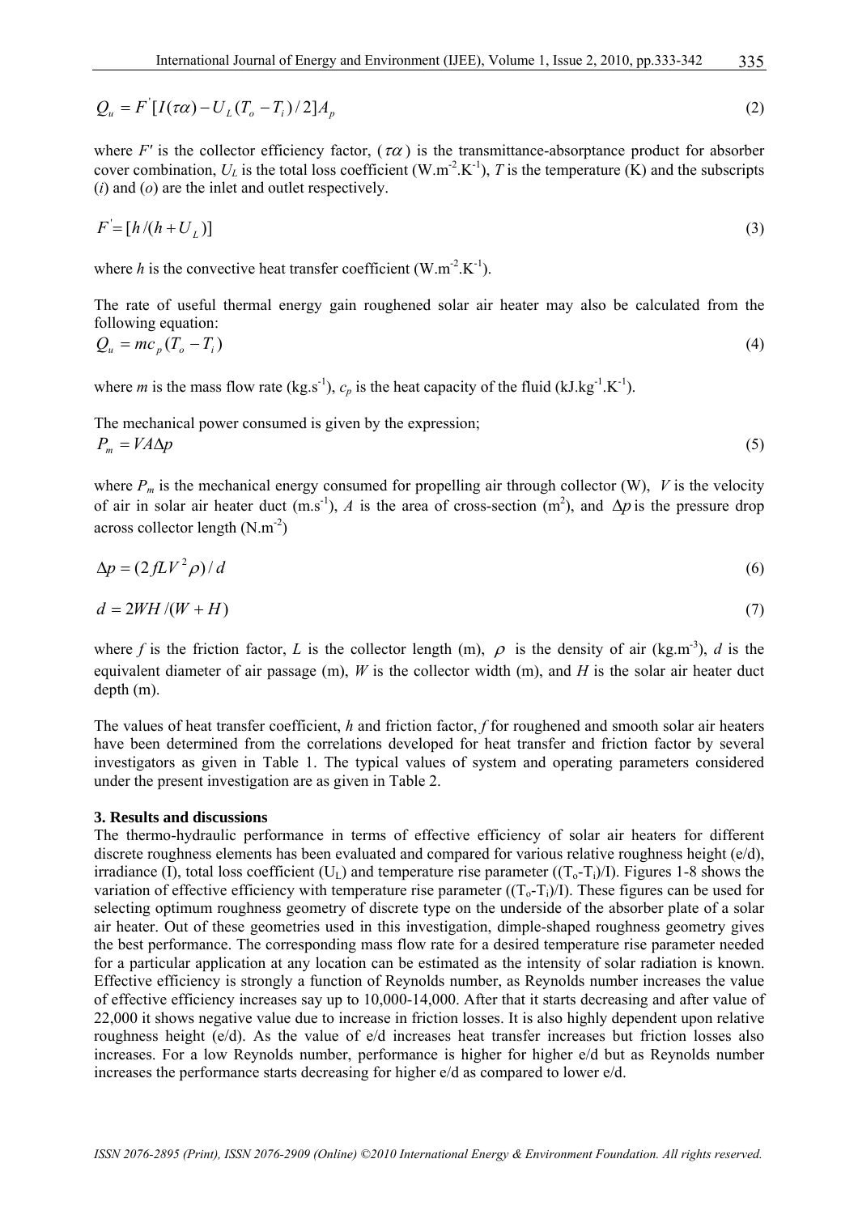$$Q_u = F^{'}[I(\tau\alpha) - U_L(T_o - T_i)/2]A_p \tag{2}$$

where $F'$ is the collector efficiency factor, $(\tau\alpha)$ is the transmittance-absorptance product for absorber cover combination, $U_L$ is the total loss coefficient (W.m$^{-2}$.K$^{-1}$), $T$ is the temperature (K) and the subscripts ($i$) and ($o$) are the inlet and outlet respectively.

$$F^{'} = [h/(h + U_L)] \tag{3}$$

where $h$ is the convective heat transfer coefficient (W.m$^{-2}$.K$^{-1}$).

The rate of useful thermal energy gain roughened solar air heater may also be calculated from the following equation:

$$Q_u = mc_p(T_o - T_i) \tag{4}$$

where $m$ is the mass flow rate (kg.s$^{-1}$), $c_p$ is the heat capacity of the fluid (kJ.kg$^{-1}$.K$^{-1}$).

The mechanical power consumed is given by the expression;

$$P_m = VA\Delta p \tag{5}$$

where $P_m$ is the mechanical energy consumed for propelling air through collector (W), $V$ is the velocity of air in solar air heater duct (m.s$^{-1}$), $A$ is the area of cross-section (m$^2$), and $\Delta p$ is the pressure drop across collector length (N.m$^{-2}$)

$$\Delta p = (2fLV^2\rho)/d \tag{6}$$

$$d = 2WH/(W + H) \tag{7}$$

where $f$ is the friction factor, $L$ is the collector length (m), $\rho$ is the density of air (kg.m$^{-3}$), $d$ is the equivalent diameter of air passage (m), $W$ is the collector width (m), and $H$ is the solar air heater duct depth (m).

The values of heat transfer coefficient, $h$ and friction factor, $f$ for roughened and smooth solar air heaters have been determined from the correlations developed for heat transfer and friction factor by several investigators as given in Table 1. The typical values of system and operating parameters considered under the present investigation are as given in Table 2.

## 3. Results and discussions

The thermo-hydraulic performance in terms of effective efficiency of solar air heaters for different discrete roughness elements has been evaluated and compared for various relative roughness height (e/d), irradiance (I), total loss coefficient ($U_L$) and temperature rise parameter (($T_o$-$T_i$)/I). Figures 1-8 shows the variation of effective efficiency with temperature rise parameter (($T_o$-$T_i$)/I). These figures can be used for selecting optimum roughness geometry of discrete type on the underside of the absorber plate of a solar air heater. Out of these geometries used in this investigation, dimple-shaped roughness geometry gives the best performance. The corresponding mass flow rate for a desired temperature rise parameter needed for a particular application at any location can be estimated as the intensity of solar radiation is known. Effective efficiency is strongly a function of Reynolds number, as Reynolds number increases the value of effective efficiency increases say up to 10,000-14,000. After that it starts decreasing and after value of 22,000 it shows negative value due to increase in friction losses. It is also highly dependent upon relative roughness height (e/d). As the value of e/d increases heat transfer increases but friction losses also increases. For a low Reynolds number, performance is higher for higher e/d but as Reynolds number increases the performance starts decreasing for higher e/d as compared to lower e/d.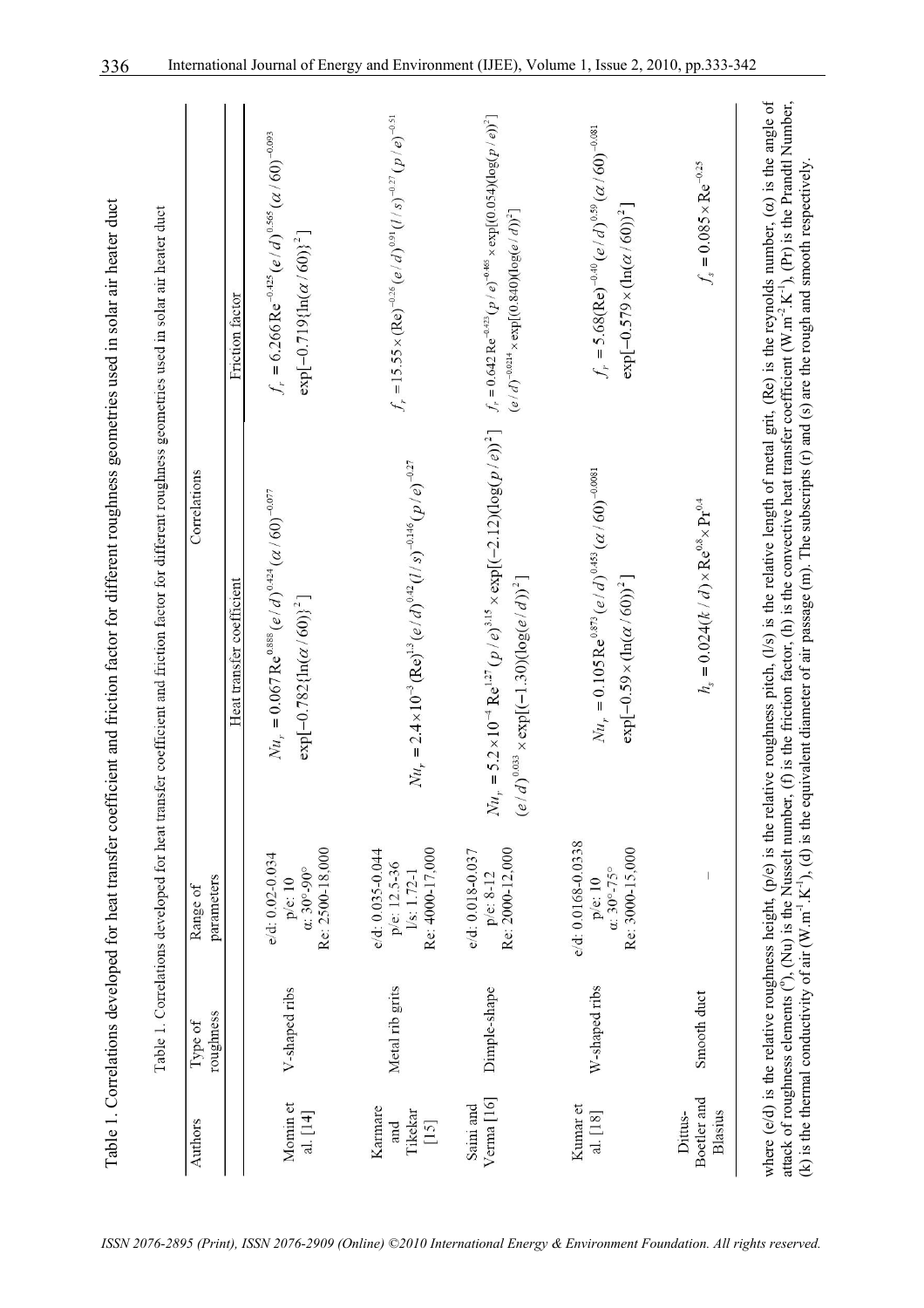Table 1. Correlations developed for heat transfer coefficient and friction factor for different roughness geometries used in solar air heater duct

| Authors | Type of roughness | Range of parameters | Correlations | |
|---|---|---|---|---|
| | | | Heat transfer coefficient | Friction factor |
| Momin et al. [14] | V-shaped ribs | e/d: 0.02-0.034<br>p/e: 10<br>α: 30°-90°<br>Re: 2500-18,000 | $Nu_r = 0.067\,\mathrm{Re}^{0.888}(e/d)^{0.424}(\alpha/60)^{-0.077}$ $\exp[-0.782\{\ln(\alpha/60)\}^2]$ | $f_r = 6.266\,\mathrm{Re}^{-0.425}(e/d)^{0.565}(\alpha/60)^{-0.093}$ $\exp[-0.719\{\ln(\alpha/60)\}^2]$ |
| Karmare and Tikekar [15] | Metal rib grits | e/d: 0.035-0.044<br>p/e: 12.5-36<br>l/s: 1.72-1<br>Re: 4000-17,000 | $Nu_r = 2.4\times10^{-3}(\mathrm{Re})^{1.3}(e/d)^{0.42}(l/s)^{-0.146}(p/e)^{-0.27}$ | $f_r = 15.55\times(\mathrm{Re})^{-0.26}(e/d)^{0.91}(l/s)^{-0.27}(p/e)^{-0.51}$ |
| Saini and Verma [16] | Dimple-shape | e/d: 0.018-0.037<br>p/e: 8-12<br>Re: 2000-12,000 | $Nu_r = 5.2\times10^{-4}\,\mathrm{Re}^{1.27}(p/e)^{3.15}\times\exp[(-2.12)(\log(p/e))^2]$ $(e/d)^{0.033}\times\exp[(-1.30)(\log(e/d))^2]$ | $f_r = 0.642\,\mathrm{Re}^{-0.423}(p/e)^{-0.465}\times\exp[(0.054)(\log(p/e))^2]$ $(e/d)^{-0.0214}\times\exp[(0.840)(\log(e/d))^2]$ |
| Kumar et al. [18] | W-shaped ribs | e/d: 0.0168-0.0338<br>p/e: 10<br>α: 30°-75°<br>Re: 3000-15,000 | $Nu_r = 0.105\,\mathrm{Re}^{0.873}(e/d)^{0.453}(\alpha/60)^{-0.0081}$ $\exp[-0.59\times(\ln(\alpha/60))^2]$ | $f_r = 5.68(\mathrm{Re})^{-0.40}(e/d)^{0.59}(\alpha/60)^{-0.081}$ $\exp[-0.579\times(\ln(\alpha/60))^2]$ |
| Dittus-Boetler and Blasius | Smooth duct | – | $h_s = 0.024(k/d)\times\mathrm{Re}^{0.8}\times\mathrm{Pr}^{0.4}$ | $f_s = 0.085\times\mathrm{Re}^{-0.25}$ |

where (e/d) is the relative roughness height, (p/e) is the relative roughness pitch, (l/s) is the relative length of metal grit, (Re) is the reynolds number, (α) is the angle of attack of roughness elements (°), (Nu) is the Nusselt number, (f) is the friction factor, (h) is the convective heat transfer coefficient (W.m$^{-2}$.K$^{-1}$), (Pr) is the Prandtl Number, (k) is the thermal conductivity of air (W.m$^{-1}$.K$^{-1}$), (d) is the equivalent diameter of air passage (m). The subscripts (r) and (s) are the rough and smooth respectively.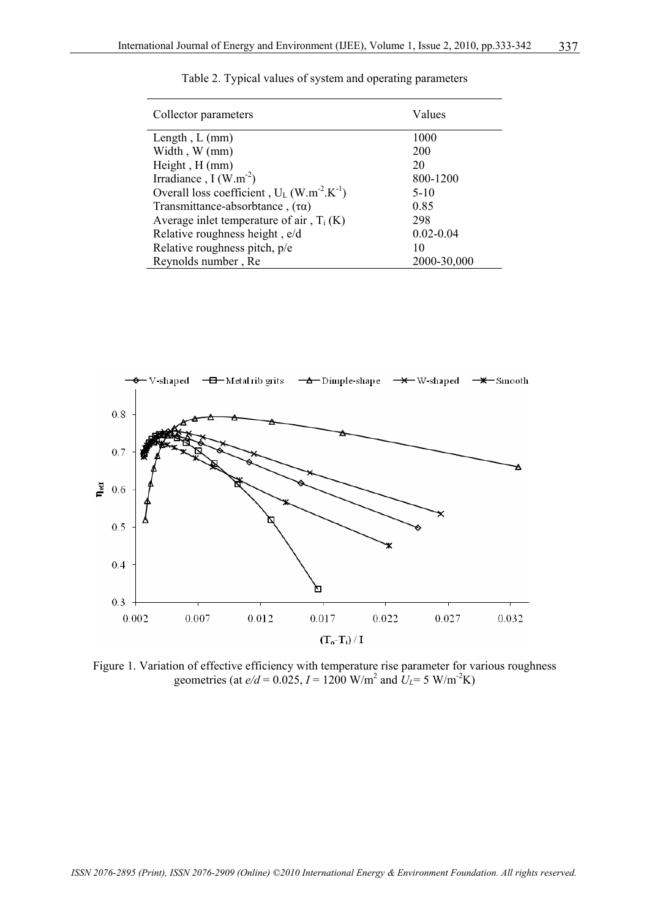Table 2. Typical values of system and operating parameters

| Collector parameters | Values |
| --- | --- |
| Length , L (mm) | 1000 |
| Width , W (mm) | 200 |
| Height , H (mm) | 20 |
| Irradiance , I ($W.m^{-2}$) | 800-1200 |
| Overall loss coefficient , $U_L$ ($W.m^{-2}.K^{-1}$) | 5-10 |
| Transmittance-absorbtance , ($\tau\alpha$) | 0.85 |
| Average inlet temperature of air , $T_i$ (K) | 298 |
| Relative roughness height , e/d | 0.02-0.04 |
| Relative roughness pitch, p/e | 10 |
| Reynolds number , Re | 2000-30,000 |

Figure 1. Variation of effective efficiency with temperature rise parameter for various roughness geometries (at $e/d$ = 0.025, $I$ = 1200 $W/m^2$ and $U_L$= 5 $W/m^{-2}K$)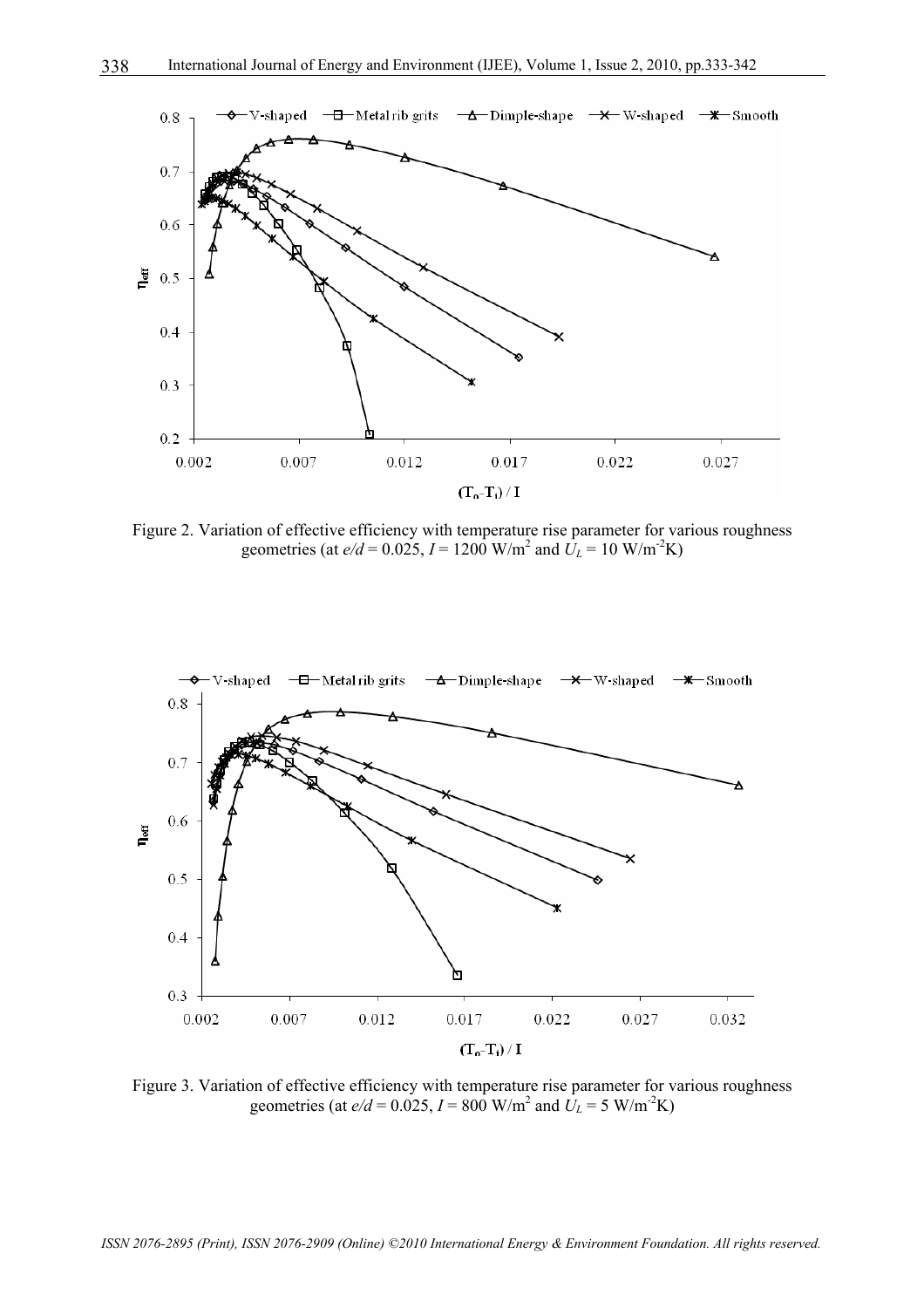Figure 2. Variation of effective efficiency with temperature rise parameter for various roughness geometries (at $e/d = 0.025$, $I = 1200\ \mathrm{W/m^2}$ and $U_L = 10\ \mathrm{W/m^{-2}K}$)

Figure 3. Variation of effective efficiency with temperature rise parameter for various roughness geometries (at $e/d = 0.025$, $I = 800\ \mathrm{W/m^2}$ and $U_L = 5\ \mathrm{W/m^{-2}K}$)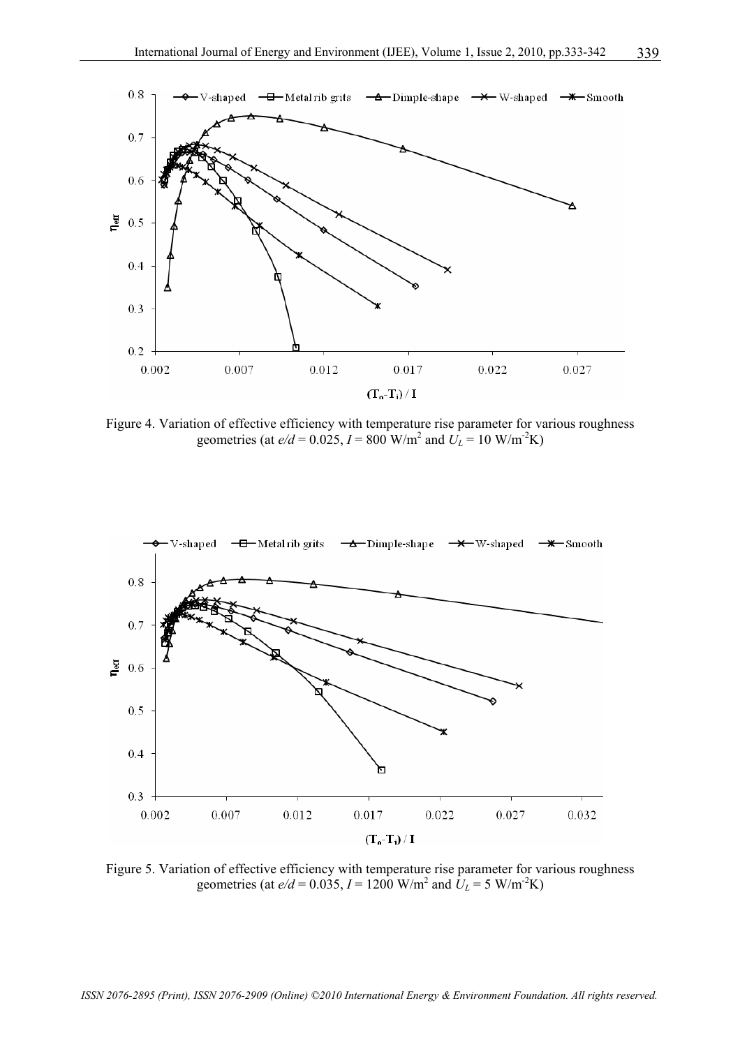Figure 4. Variation of effective efficiency with temperature rise parameter for various roughness geometries (at $e/d = 0.025$, $I = 800$ W/m$^2$ and $U_L = 10$ W/m$^{-2}$K)

Figure 5. Variation of effective efficiency with temperature rise parameter for various roughness geometries (at $e/d = 0.035$, $I = 1200$ W/m$^2$ and $U_L = 5$ W/m$^{-2}$K)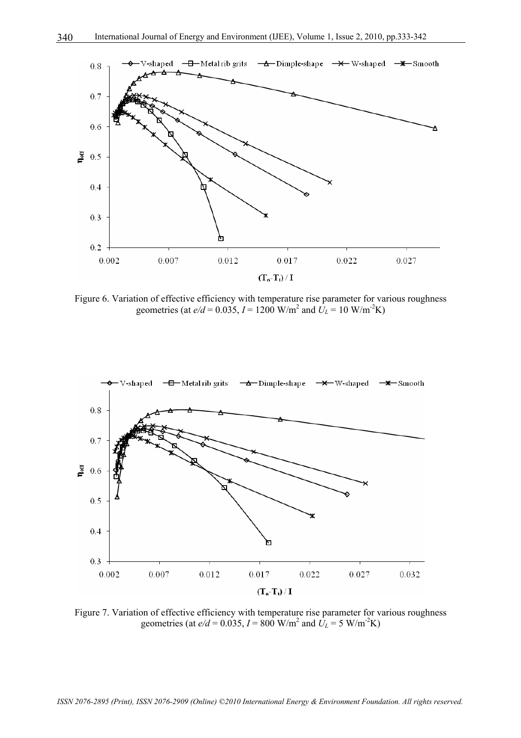Figure 6. Variation of effective efficiency with temperature rise parameter for various roughness geometries (at $e/d$ = 0.035, $I$ = 1200 W/m$^2$ and $U_L$ = 10 W/m$^{-2}$K)

Figure 7. Variation of effective efficiency with temperature rise parameter for various roughness geometries (at $e/d$ = 0.035, $I$ = 800 W/m$^2$ and $U_L$ = 5 W/m$^{-2}$K)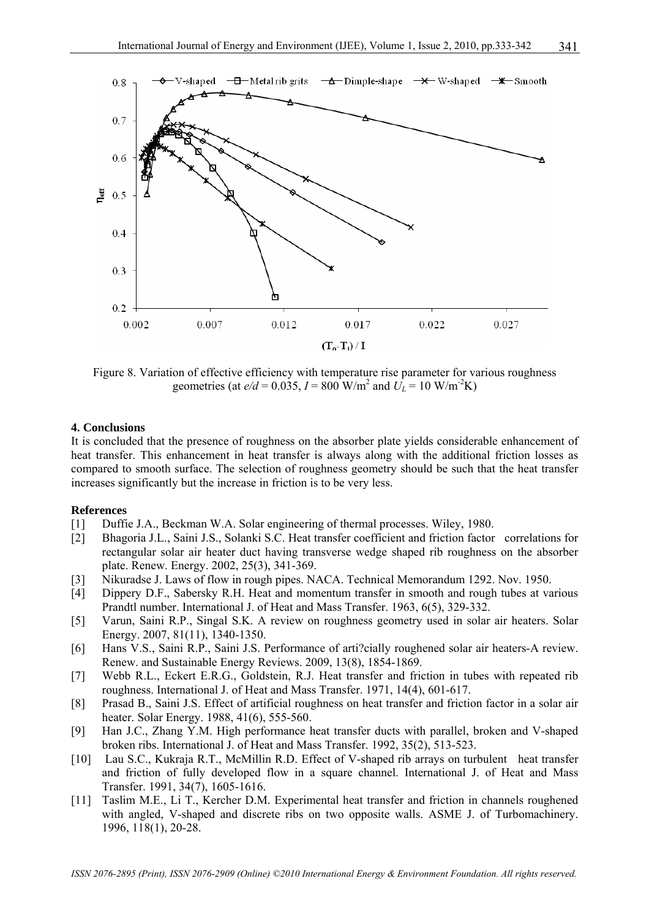Figure 8. Variation of effective efficiency with temperature rise parameter for various roughness geometries (at $e/d$ = 0.035, $I$ = 800 W/m$^2$ and $U_L$ = 10 W/m$^{-2}$K)

## 4. Conclusions

It is concluded that the presence of roughness on the absorber plate yields considerable enhancement of heat transfer. This enhancement in heat transfer is always along with the additional friction losses as compared to smooth surface. The selection of roughness geometry should be such that the heat transfer increases significantly but the increase in friction is to be very less.

## References

[1] Duffie J.A., Beckman W.A. Solar engineering of thermal processes. Wiley, 1980.

[2] Bhagoria J.L., Saini J.S., Solanki S.C. Heat transfer coefficient and friction factor correlations for rectangular solar air heater duct having transverse wedge shaped rib roughness on the absorber plate. Renew. Energy. 2002, 25(3), 341-369.

[3] Nikuradse J. Laws of flow in rough pipes. NACA. Technical Memorandum 1292. Nov. 1950.

[4] Dippery D.F., Sabersky R.H. Heat and momentum transfer in smooth and rough tubes at various Prandtl number. International J. of Heat and Mass Transfer. 1963, 6(5), 329-332.

[5] Varun, Saini R.P., Singal S.K. A review on roughness geometry used in solar air heaters. Solar Energy. 2007, 81(11), 1340-1350.

[6] Hans V.S., Saini R.P., Saini J.S. Performance of arti?cially roughened solar air heaters-A review. Renew. and Sustainable Energy Reviews. 2009, 13(8), 1854-1869.

[7] Webb R.L., Eckert E.R.G., Goldstein, R.J. Heat transfer and friction in tubes with repeated rib roughness. International J. of Heat and Mass Transfer. 1971, 14(4), 601-617.

[8] Prasad B., Saini J.S. Effect of artificial roughness on heat transfer and friction factor in a solar air heater. Solar Energy. 1988, 41(6), 555-560.

[9] Han J.C., Zhang Y.M. High performance heat transfer ducts with parallel, broken and V-shaped broken ribs. International J. of Heat and Mass Transfer. 1992, 35(2), 513-523.

[10] Lau S.C., Kukraja R.T., McMillin R.D. Effect of V-shaped rib arrays on turbulent heat transfer and friction of fully developed flow in a square channel. International J. of Heat and Mass Transfer. 1991, 34(7), 1605-1616.

[11] Taslim M.E., Li T., Kercher D.M. Experimental heat transfer and friction in channels roughened with angled, V-shaped and discrete ribs on two opposite walls. ASME J. of Turbomachinery. 1996, 118(1), 20-28.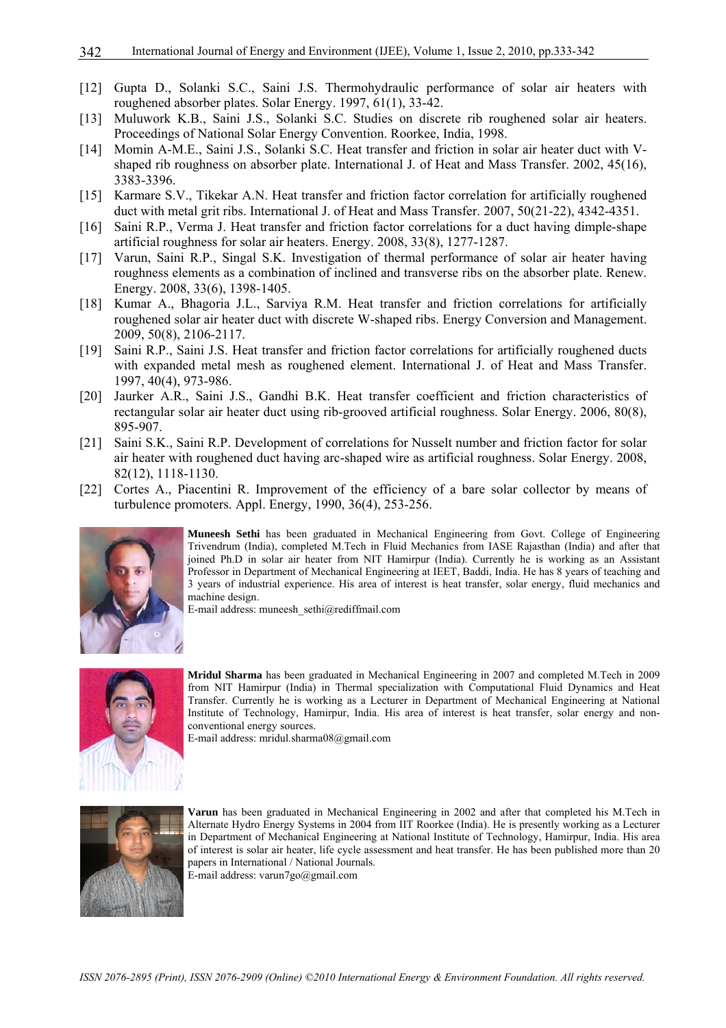[12] Gupta D., Solanki S.C., Saini J.S. Thermohydraulic performance of solar air heaters with roughened absorber plates. Solar Energy. 1997, 61(1), 33-42.

[13] Muluwork K.B., Saini J.S., Solanki S.C. Studies on discrete rib roughened solar air heaters. Proceedings of National Solar Energy Convention. Roorkee, India, 1998.

[14] Momin A-M.E., Saini J.S., Solanki S.C. Heat transfer and friction in solar air heater duct with V-shaped rib roughness on absorber plate. International J. of Heat and Mass Transfer. 2002, 45(16), 3383-3396.

[15] Karmare S.V., Tikekar A.N. Heat transfer and friction factor correlation for artificially roughened duct with metal grit ribs. International J. of Heat and Mass Transfer. 2007, 50(21-22), 4342-4351.

[16] Saini R.P., Verma J. Heat transfer and friction factor correlations for a duct having dimple-shape artificial roughness for solar air heaters. Energy. 2008, 33(8), 1277-1287.

[17] Varun, Saini R.P., Singal S.K. Investigation of thermal performance of solar air heater having roughness elements as a combination of inclined and transverse ribs on the absorber plate. Renew. Energy. 2008, 33(6), 1398-1405.

[18] Kumar A., Bhagoria J.L., Sarviya R.M. Heat transfer and friction correlations for artificially roughened solar air heater duct with discrete W-shaped ribs. Energy Conversion and Management. 2009, 50(8), 2106-2117.

[19] Saini R.P., Saini J.S. Heat transfer and friction factor correlations for artificially roughened ducts with expanded metal mesh as roughened element. International J. of Heat and Mass Transfer. 1997, 40(4), 973-986.

[20] Jaurker A.R., Saini J.S., Gandhi B.K. Heat transfer coefficient and friction characteristics of rectangular solar air heater duct using rib-grooved artificial roughness. Solar Energy. 2006, 80(8), 895-907.

[21] Saini S.K., Saini R.P. Development of correlations for Nusselt number and friction factor for solar air heater with roughened duct having arc-shaped wire as artificial roughness. Solar Energy. 2008, 82(12), 1118-1130.

[22] Cortes A., Piacentini R. Improvement of the efficiency of a bare solar collector by means of turbulence promoters. Appl. Energy, 1990, 36(4), 253-256.

**Muneesh Sethi** has been graduated in Mechanical Engineering from Govt. College of Engineering Trivendrum (India), completed M.Tech in Fluid Mechanics from IASE Rajasthan (India) and after that joined Ph.D in solar air heater from NIT Hamirpur (India). Currently he is working as an Assistant Professor in Department of Mechanical Engineering at IEET, Baddi, India. He has 8 years of teaching and 3 years of industrial experience. His area of interest is heat transfer, solar energy, fluid mechanics and machine design.
E-mail address: muneesh_sethi@rediffmail.com

**Mridul Sharma** has been graduated in Mechanical Engineering in 2007 and completed M.Tech in 2009 from NIT Hamirpur (India) in Thermal specialization with Computational Fluid Dynamics and Heat Transfer. Currently he is working as a Lecturer in Department of Mechanical Engineering at National Institute of Technology, Hamirpur, India. His area of interest is heat transfer, solar energy and non-conventional energy sources.
E-mail address: mridul.sharma08@gmail.com

**Varun** has been graduated in Mechanical Engineering in 2002 and after that completed his M.Tech in Alternate Hydro Energy Systems in 2004 from IIT Roorkee (India). He is presently working as a Lecturer in Department of Mechanical Engineering at National Institute of Technology, Hamirpur, India. His area of interest is solar air heater, life cycle assessment and heat transfer. He has been published more than 20 papers in International / National Journals.
E-mail address: varun7go@gmail.com